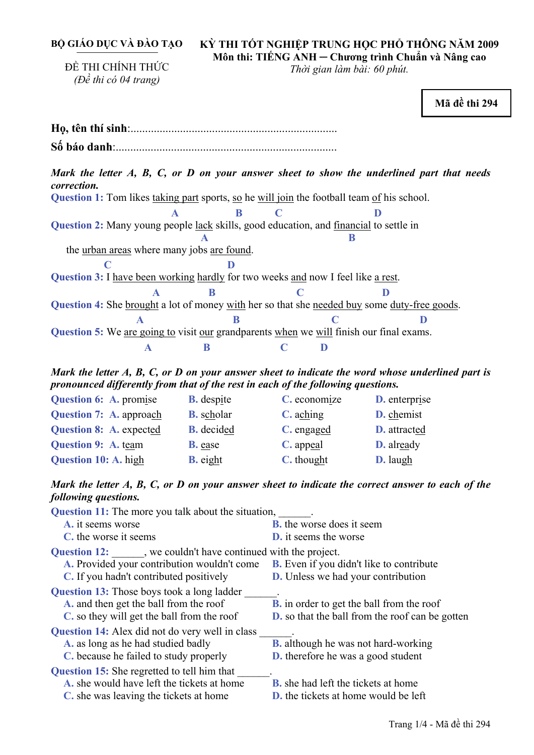**BỘ GIÁO DỤC VÀ ĐÀO TẠO**

ĐỀ THI CHÍNH THỨC
*(Đề thi có 04 trang)*

**KỲ THI TỐT NGHIỆP TRUNG HỌC PHỔ THÔNG NĂM 2009**
**Môn thi: TIẾNG ANH ─ Chương trình Chuẩn và Nâng cao**
*Thời gian làm bài: 60 phút.*

**Mã đề thi 294**

**Họ, tên thí sinh**:.......................................................................

**Số báo danh**:............................................................................

***Mark the letter A, B, C, or D on your answer sheet to show the underlined part that needs correction.***

**Question 1:** Tom likes taking part (A) sports, so (B) he will join (C) the football team of (D) his school.

**Question 2:** Many young people lack (A) skills, good education, and financial (B) to settle in the urban areas (C) where many jobs are found (D).

**Question 3:** I have been working (A) hardly (B) for two weeks and (C) now I feel like a rest (D).

**Question 4:** She brought (A) a lot of money with (B) her so that she needed buy (C) some duty-free goods (D).

**Question 5:** We are going to (A) visit our (B) grandparents when (C) we will (D) finish our final exams.

***Mark the letter A, B, C, or D on your answer sheet to indicate the word whose underlined part is pronounced differently from that of the rest in each of the following questions.***

**Question 6:** **A.** promise **B.** despite **C.** economize **D.** enterprise

**Question 7:** **A.** approach **B.** scholar **C.** aching **D.** chemist

**Question 8:** **A.** expected **B.** decided **C.** engaged **D.** attracted

**Question 9:** **A.** team **B.** ease **C.** appeal **D.** already

**Question 10:** **A.** high **B.** eight **C.** thought **D.** laugh

***Mark the letter A, B, C, or D on your answer sheet to indicate the correct answer to each of the following questions.***

**Question 11:** The more you talk about the situation, ______.
**A.** it seems worse **B.** the worse does it seem
**C.** the worse it seems **D.** it seems the worse

**Question 12:** ______, we couldn't have continued with the project.
**A.** Provided your contribution wouldn't come **B.** Even if you didn't like to contribute
**C.** If you hadn't contributed positively **D.** Unless we had your contribution

**Question 13:** Those boys took a long ladder ______.
**A.** and then get the ball from the roof **B.** in order to get the ball from the roof
**C.** so they will get the ball from the roof **D.** so that the ball from the roof can be gotten

**Question 14:** Alex did not do very well in class ______.
**A.** as long as he had studied badly **B.** although he was not hard-working
**C.** because he failed to study properly **D.** therefore he was a good student

**Question 15:** She regretted to tell him that ______.
**A.** she would have left the tickets at home **B.** she had left the tickets at home
**C.** she was leaving the tickets at home **D.** the tickets at home would be left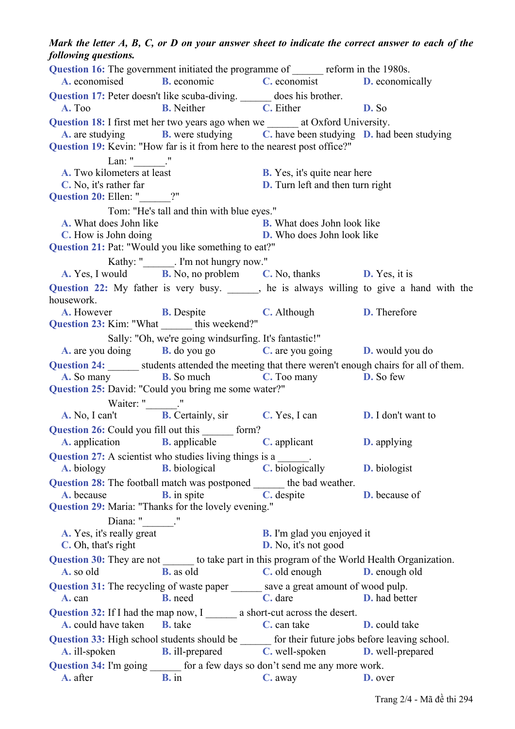***Mark the letter A, B, C, or D on your answer sheet to indicate the correct answer to each of the following questions.***

**Question 16:** The government initiated the programme of ______ reform in the 1980s.
A. economised B. economic C. economist D. economically

**Question 17:** Peter doesn't like scuba-diving. ______ does his brother.
A. Too B. Neither C. Either D. So

**Question 18:** I first met her two years ago when we ______ at Oxford University.
A. are studying B. were studying C. have been studying D. had been studying

**Question 19:** Kevin: "How far is it from here to the nearest post office?"
Lan: "______."
A. Two kilometers at least B. Yes, it's quite near here
C. No, it's rather far D. Turn left and then turn right

**Question 20:** Ellen: "______?"
Tom: "He's tall and thin with blue eyes."
A. What does John like B. What does John look like
C. How is John doing D. Who does John look like

**Question 21:** Pat: "Would you like something to eat?"
Kathy: "______. I'm not hungry now."
A. Yes, I would B. No, no problem C. No, thanks D. Yes, it is

**Question 22:** My father is very busy. ______, he is always willing to give a hand with the housework.
A. However B. Despite C. Although D. Therefore

**Question 23:** Kim: "What ______ this weekend?"
Sally: "Oh, we're going windsurfing. It's fantastic!"
A. are you doing B. do you go C. are you going D. would you do

**Question 24:** ______ students attended the meeting that there weren't enough chairs for all of them.
A. So many B. So much C. Too many D. So few

**Question 25:** David: "Could you bring me some water?"
Waiter: "______."
A. No, I can't B. Certainly, sir C. Yes, I can D. I don't want to

**Question 26:** Could you fill out this ______ form?
A. application B. applicable C. applicant D. applying

**Question 27:** A scientist who studies living things is a ______.
A. biology B. biological C. biologically D. biologist

**Question 28:** The football match was postponed ______ the bad weather.
A. because B. in spite C. despite D. because of

**Question 29:** Maria: "Thanks for the lovely evening."
Diana: "______."
A. Yes, it's really great B. I'm glad you enjoyed it
C. Oh, that's right D. No, it's not good

**Question 30:** They are not ______ to take part in this program of the World Health Organization.
A. so old B. as old C. old enough D. enough old

**Question 31:** The recycling of waste paper ______ save a great amount of wood pulp.
A. can B. need C. dare D. had better

**Question 32:** If I had the map now, I ______ a short-cut across the desert.
A. could have taken B. take C. can take D. could take

**Question 33:** High school students should be ______ for their future jobs before leaving school.
A. ill-spoken B. ill-prepared C. well-spoken D. well-prepared

**Question 34:** I'm going ______ for a few days so don't send me any more work.
A. after B. in C. away D. over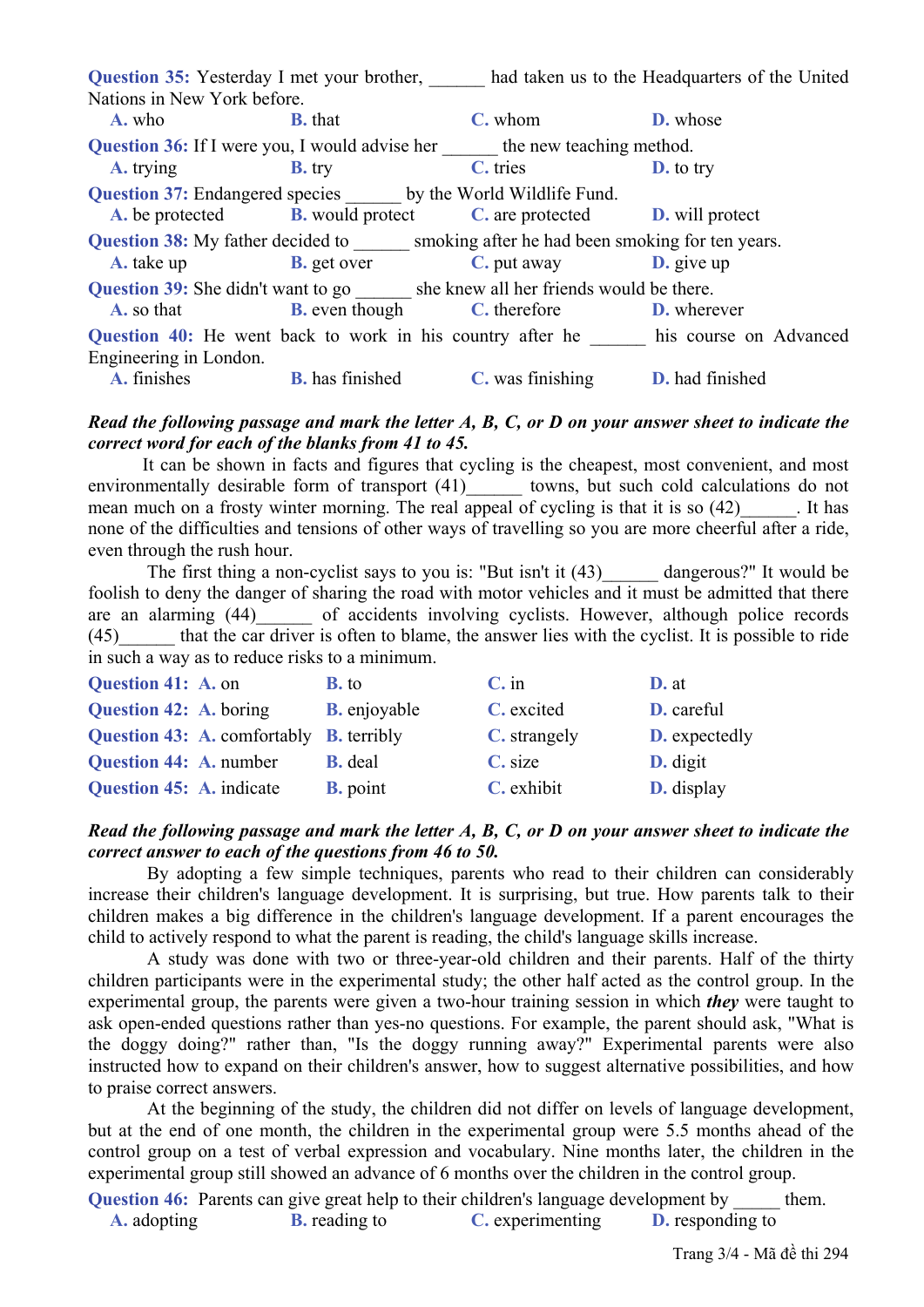**Question 35:** Yesterday I met your brother, ______ had taken us to the Headquarters of the United Nations in New York before.
A. who B. that C. whom D. whose

**Question 36:** If I were you, I would advise her ______ the new teaching method.
A. trying B. try C. tries D. to try

**Question 37:** Endangered species ______ by the World Wildlife Fund.
A. be protected B. would protect C. are protected D. will protect

**Question 38:** My father decided to ______ smoking after he had been smoking for ten years.
A. take up B. get over C. put away D. give up

**Question 39:** She didn't want to go ______ she knew all her friends would be there.
A. so that B. even though C. therefore D. wherever

**Question 40:** He went back to work in his country after he ______ his course on Advanced Engineering in London.
A. finishes B. has finished C. was finishing D. had finished

***Read the following passage and mark the letter A, B, C, or D on your answer sheet to indicate the correct word for each of the blanks from 41 to 45.***

It can be shown in facts and figures that cycling is the cheapest, most convenient, and most environmentally desirable form of transport (41)______ towns, but such cold calculations do not mean much on a frosty winter morning. The real appeal of cycling is that it is so (42)______. It has none of the difficulties and tensions of other ways of travelling so you are more cheerful after a ride, even through the rush hour.

The first thing a non-cyclist says to you is: "But isn't it (43)______ dangerous?" It would be foolish to deny the danger of sharing the road with motor vehicles and it must be admitted that there are an alarming (44)______ of accidents involving cyclists. However, although police records (45)______ that the car driver is often to blame, the answer lies with the cyclist. It is possible to ride in such a way as to reduce risks to a minimum.

**Question 41:** A. on B. to C. in D. at

**Question 42:** A. boring B. enjoyable C. excited D. careful

**Question 43:** A. comfortably B. terribly C. strangely D. expectedly

**Question 44:** A. number B. deal C. size D. digit

**Question 45:** A. indicate B. point C. exhibit D. display

***Read the following passage and mark the letter A, B, C, or D on your answer sheet to indicate the correct answer to each of the questions from 46 to 50.***

By adopting a few simple techniques, parents who read to their children can considerably increase their children's language development. It is surprising, but true. How parents talk to their children makes a big difference in the children's language development. If a parent encourages the child to actively respond to what the parent is reading, the child's language skills increase.

A study was done with two or three-year-old children and their parents. Half of the thirty children participants were in the experimental study; the other half acted as the control group. In the experimental group, the parents were given a two-hour training session in which ***they*** were taught to ask open-ended questions rather than yes-no questions. For example, the parent should ask, "What is the doggy doing?" rather than, "Is the doggy running away?" Experimental parents were also instructed how to expand on their children's answer, how to suggest alternative possibilities, and how to praise correct answers.

At the beginning of the study, the children did not differ on levels of language development, but at the end of one month, the children in the experimental group were 5.5 months ahead of the control group on a test of verbal expression and vocabulary. Nine months later, the children in the experimental group still showed an advance of 6 months over the children in the control group.

**Question 46:** Parents can give great help to their children's language development by _____ them.
A. adopting B. reading to C. experimenting D. responding to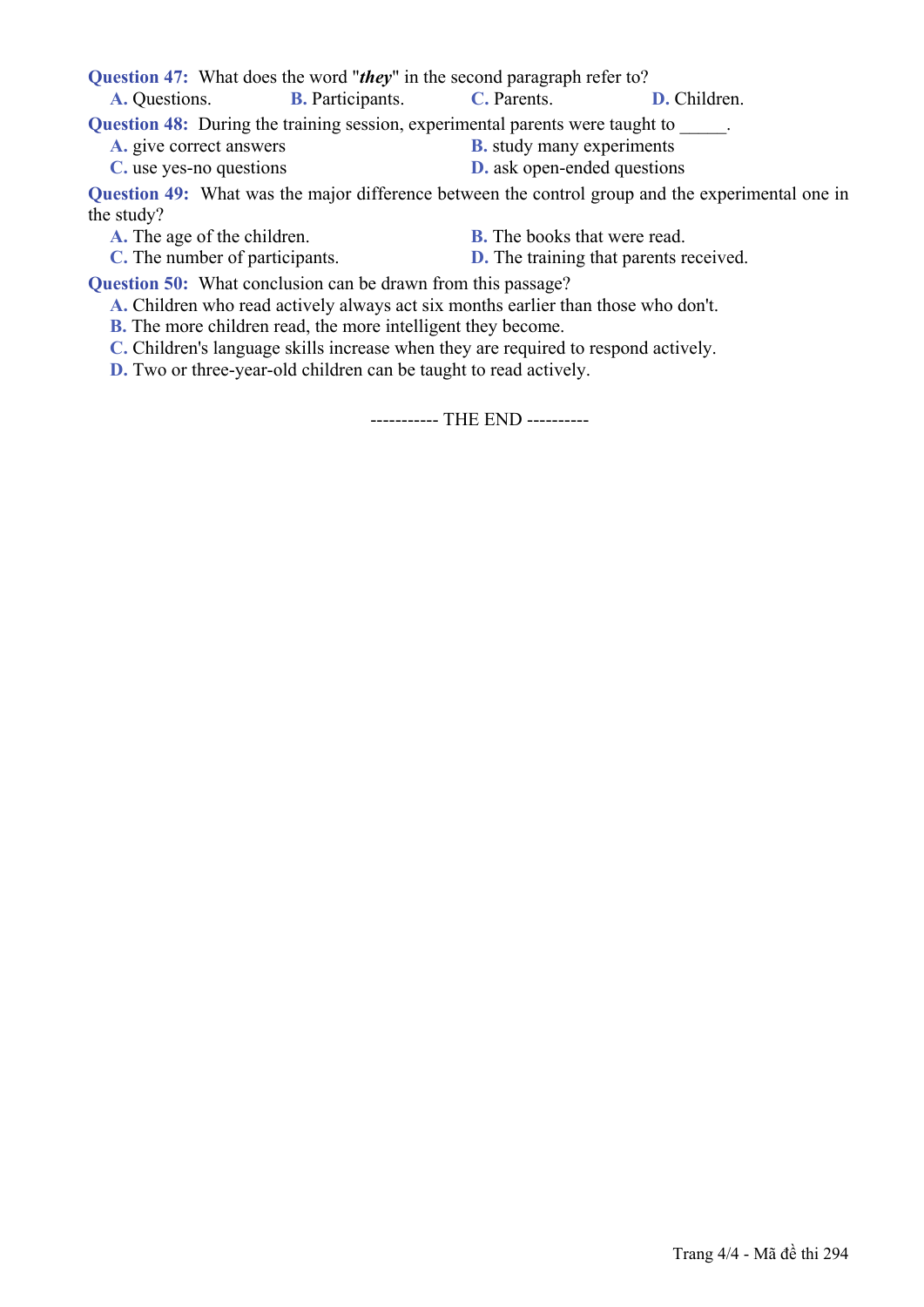**Question 47:** What does the word "***they***" in the second paragraph refer to?

**A.** Questions. **B.** Participants. **C.** Parents. **D.** Children.

**Question 48:** During the training session, experimental parents were taught to _____.

**A.** give correct answers
**B.** study many experiments
**C.** use yes-no questions
**D.** ask open-ended questions

**Question 49:** What was the major difference between the control group and the experimental one in the study?

**A.** The age of the children.
**B.** The books that were read.
**C.** The number of participants.
**D.** The training that parents received.

**Question 50:** What conclusion can be drawn from this passage?

**A.** Children who read actively always act six months earlier than those who don't.
**B.** The more children read, the more intelligent they become.
**C.** Children's language skills increase when they are required to respond actively.
**D.** Two or three-year-old children can be taught to read actively.

----------- THE END ----------